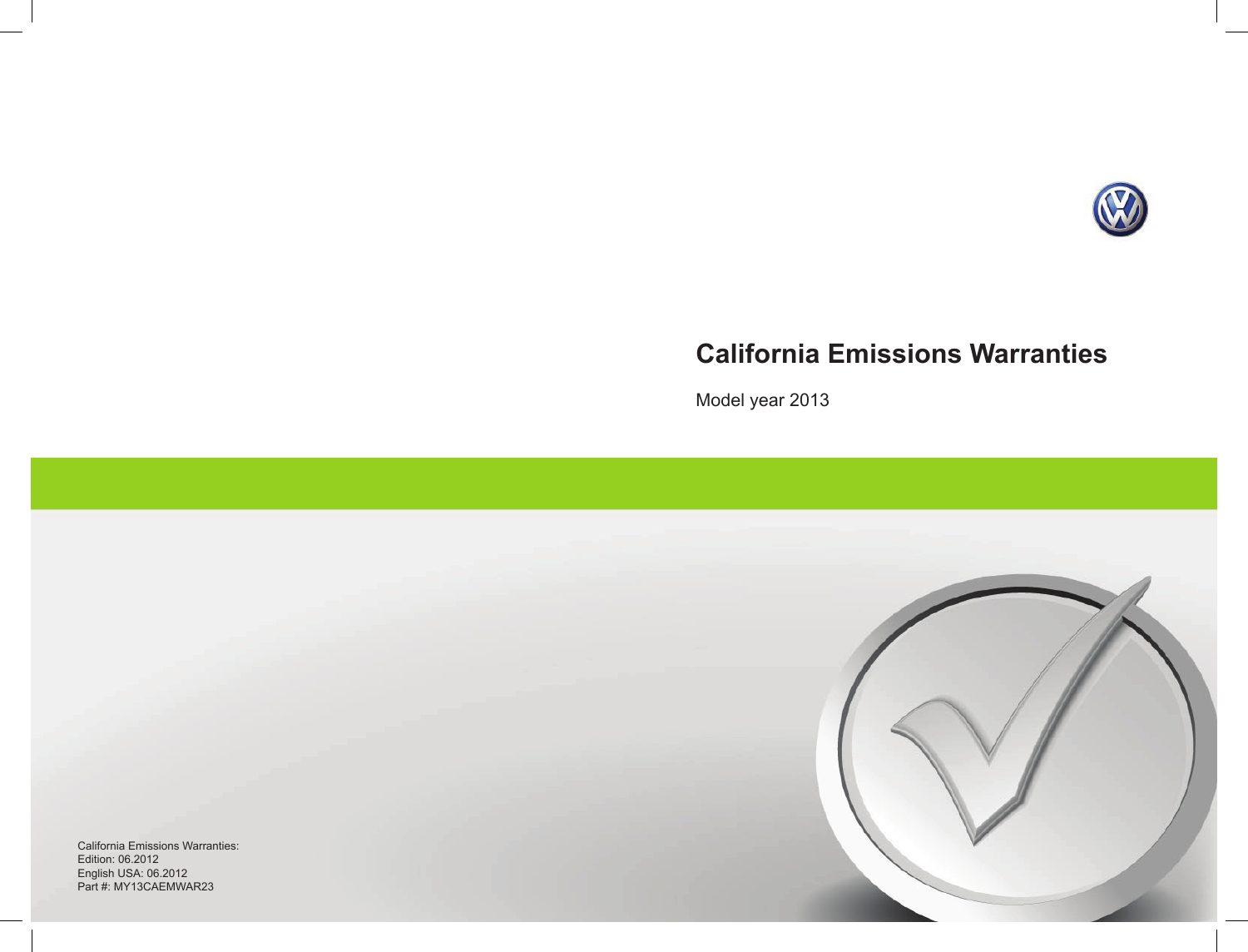# California Emissions Warranties

Model year 2013

California Emissions Warranties:
Edition: 06.2012
English USA: 06.2012
Part #: MY13CAEMWAR23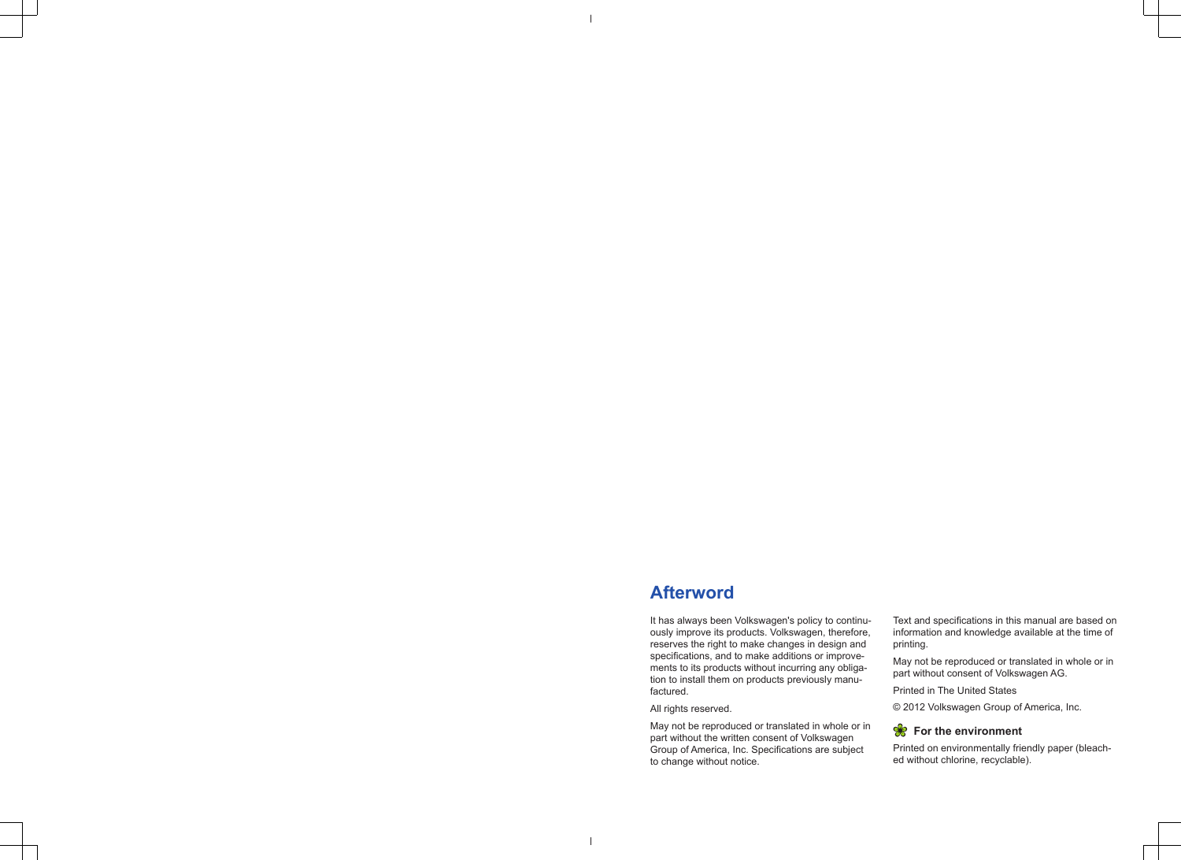# Afterword

It has always been Volkswagen's policy to continuously improve its products. Volkswagen, therefore, reserves the right to make changes in design and specifications, and to make additions or improvements to its products without incurring any obligation to install them on products previously manufactured.

All rights reserved.

May not be reproduced or translated in whole or in part without the written consent of Volkswagen Group of America, Inc. Specifications are subject to change without notice.

Text and specifications in this manual are based on information and knowledge available at the time of printing.

May not be reproduced or translated in whole or in part without consent of Volkswagen AG.

Printed in The United States

© 2012 Volkswagen Group of America, Inc.

**For the environment**

Printed on environmentally friendly paper (bleached without chlorine, recyclable).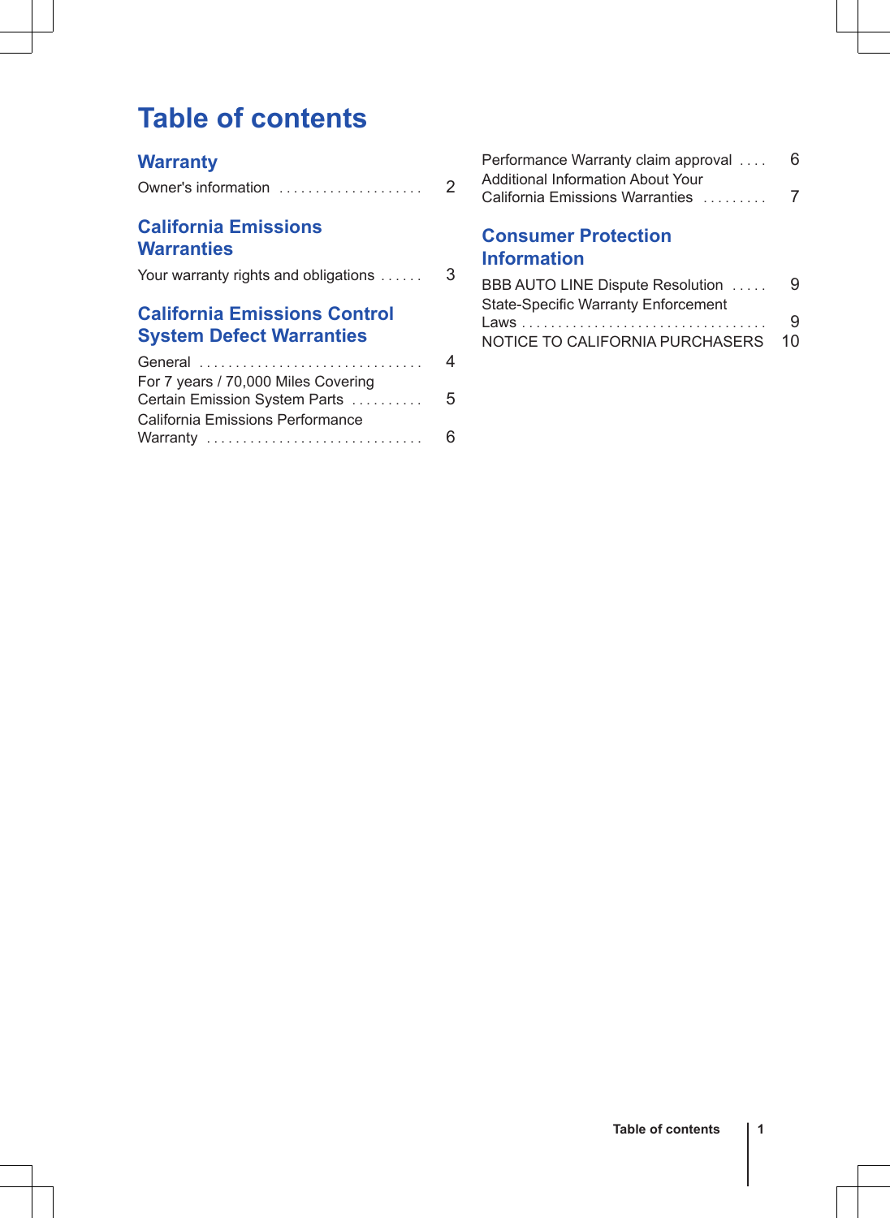# Table of contents

## Warranty

Owner's information .................... 2

## California Emissions Warranties

Your warranty rights and obligations ...... 3

## California Emissions Control System Defect Warranties

General ............................... 4

For 7 years / 70,000 Miles Covering Certain Emission System Parts .......... 5

California Emissions Performance Warranty .............................. 6

Performance Warranty claim approval .... 6

Additional Information About Your California Emissions Warranties ......... 7

## Consumer Protection Information

BBB AUTO LINE Dispute Resolution ..... 9

State-Specific Warranty Enforcement Laws .................................. 9

NOTICE TO CALIFORNIA PURCHASERS 10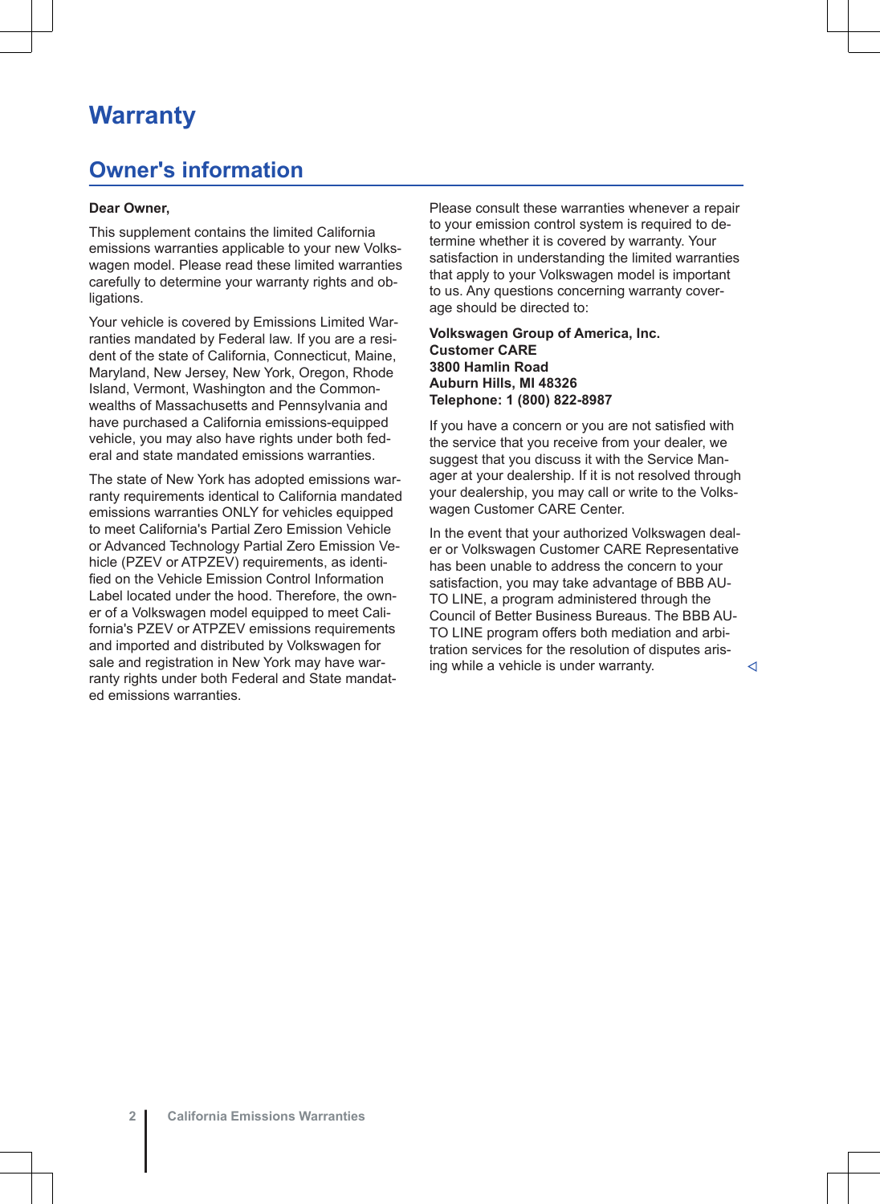# Warranty

## Owner's information

**Dear Owner,**

This supplement contains the limited California emissions warranties applicable to your new Volkswagen model. Please read these limited warranties carefully to determine your warranty rights and obligations.

Your vehicle is covered by Emissions Limited Warranties mandated by Federal law. If you are a resident of the state of California, Connecticut, Maine, Maryland, New Jersey, New York, Oregon, Rhode Island, Vermont, Washington and the Commonwealths of Massachusetts and Pennsylvania and have purchased a California emissions-equipped vehicle, you may also have rights under both federal and state mandated emissions warranties.

The state of New York has adopted emissions warranty requirements identical to California mandated emissions warranties ONLY for vehicles equipped to meet California's Partial Zero Emission Vehicle or Advanced Technology Partial Zero Emission Vehicle (PZEV or ATPZEV) requirements, as identified on the Vehicle Emission Control Information Label located under the hood. Therefore, the owner of a Volkswagen model equipped to meet California's PZEV or ATPZEV emissions requirements and imported and distributed by Volkswagen for sale and registration in New York may have warranty rights under both Federal and State mandated emissions warranties.

Please consult these warranties whenever a repair to your emission control system is required to determine whether it is covered by warranty. Your satisfaction in understanding the limited warranties that apply to your Volkswagen model is important to us. Any questions concerning warranty coverage should be directed to:

**Volkswagen Group of America, Inc.**
**Customer CARE**
**3800 Hamlin Road**
**Auburn Hills, MI 48326**
**Telephone: 1 (800) 822-8987**

If you have a concern or you are not satisfied with the service that you receive from your dealer, we suggest that you discuss it with the Service Manager at your dealership. If it is not resolved through your dealership, you may call or write to the Volkswagen Customer CARE Center.

In the event that your authorized Volkswagen dealer or Volkswagen Customer CARE Representative has been unable to address the concern to your satisfaction, you may take advantage of BBB AUTO LINE, a program administered through the Council of Better Business Bureaus. The BBB AUTO LINE program offers both mediation and arbitration services for the resolution of disputes arising while a vehicle is under warranty.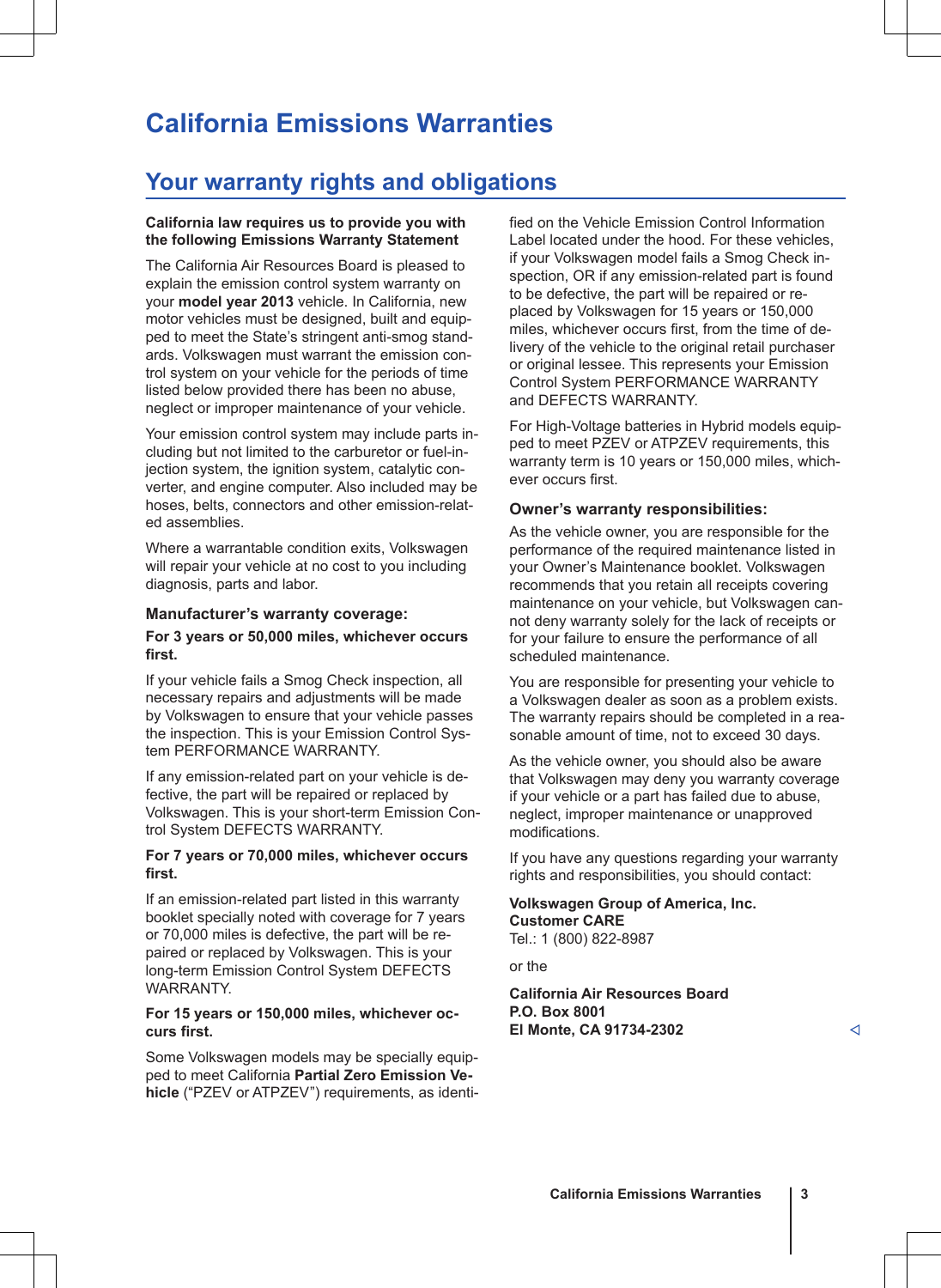# California Emissions Warranties

## Your warranty rights and obligations

**California law requires us to provide you with the following Emissions Warranty Statement**

The California Air Resources Board is pleased to explain the emission control system warranty on your **model year 2013** vehicle. In California, new motor vehicles must be designed, built and equipped to meet the State's stringent anti-smog standards. Volkswagen must warrant the emission control system on your vehicle for the periods of time listed below provided there has been no abuse, neglect or improper maintenance of your vehicle.

Your emission control system may include parts including but not limited to the carburetor or fuel-injection system, the ignition system, catalytic converter, and engine computer. Also included may be hoses, belts, connectors and other emission-related assemblies.

Where a warrantable condition exits, Volkswagen will repair your vehicle at no cost to you including diagnosis, parts and labor.

### Manufacturer's warranty coverage:

**For 3 years or 50,000 miles, whichever occurs first.**

If your vehicle fails a Smog Check inspection, all necessary repairs and adjustments will be made by Volkswagen to ensure that your vehicle passes the inspection. This is your Emission Control System PERFORMANCE WARRANTY.

If any emission-related part on your vehicle is defective, the part will be repaired or replaced by Volkswagen. This is your short-term Emission Control System DEFECTS WARRANTY.

**For 7 years or 70,000 miles, whichever occurs first.**

If an emission-related part listed in this warranty booklet specially noted with coverage for 7 years or 70,000 miles is defective, the part will be repaired or replaced by Volkswagen. This is your long-term Emission Control System DEFECTS WARRANTY.

**For 15 years or 150,000 miles, whichever occurs first.**

Some Volkswagen models may be specially equipped to meet California **Partial Zero Emission Vehicle** ("PZEV or ATPZEV") requirements, as identified on the Vehicle Emission Control Information Label located under the hood. For these vehicles, if your Volkswagen model fails a Smog Check inspection, OR if any emission-related part is found to be defective, the part will be repaired or replaced by Volkswagen for 15 years or 150,000 miles, whichever occurs first, from the time of delivery of the vehicle to the original retail purchaser or original lessee. This represents your Emission Control System PERFORMANCE WARRANTY and DEFECTS WARRANTY.

For High-Voltage batteries in Hybrid models equipped to meet PZEV or ATPZEV requirements, this warranty term is 10 years or 150,000 miles, whichever occurs first.

### Owner's warranty responsibilities:

As the vehicle owner, you are responsible for the performance of the required maintenance listed in your Owner's Maintenance booklet. Volkswagen recommends that you retain all receipts covering maintenance on your vehicle, but Volkswagen cannot deny warranty solely for the lack of receipts or for your failure to ensure the performance of all scheduled maintenance.

You are responsible for presenting your vehicle to a Volkswagen dealer as soon as a problem exists. The warranty repairs should be completed in a reasonable amount of time, not to exceed 30 days.

As the vehicle owner, you should also be aware that Volkswagen may deny you warranty coverage if your vehicle or a part has failed due to abuse, neglect, improper maintenance or unapproved modifications.

If you have any questions regarding your warranty rights and responsibilities, you should contact:

**Volkswagen Group of America, Inc.**
**Customer CARE**
Tel.: 1 (800) 822-8987

or the

**California Air Resources Board**
**P.O. Box 8001**
**El Monte, CA 91734-2302**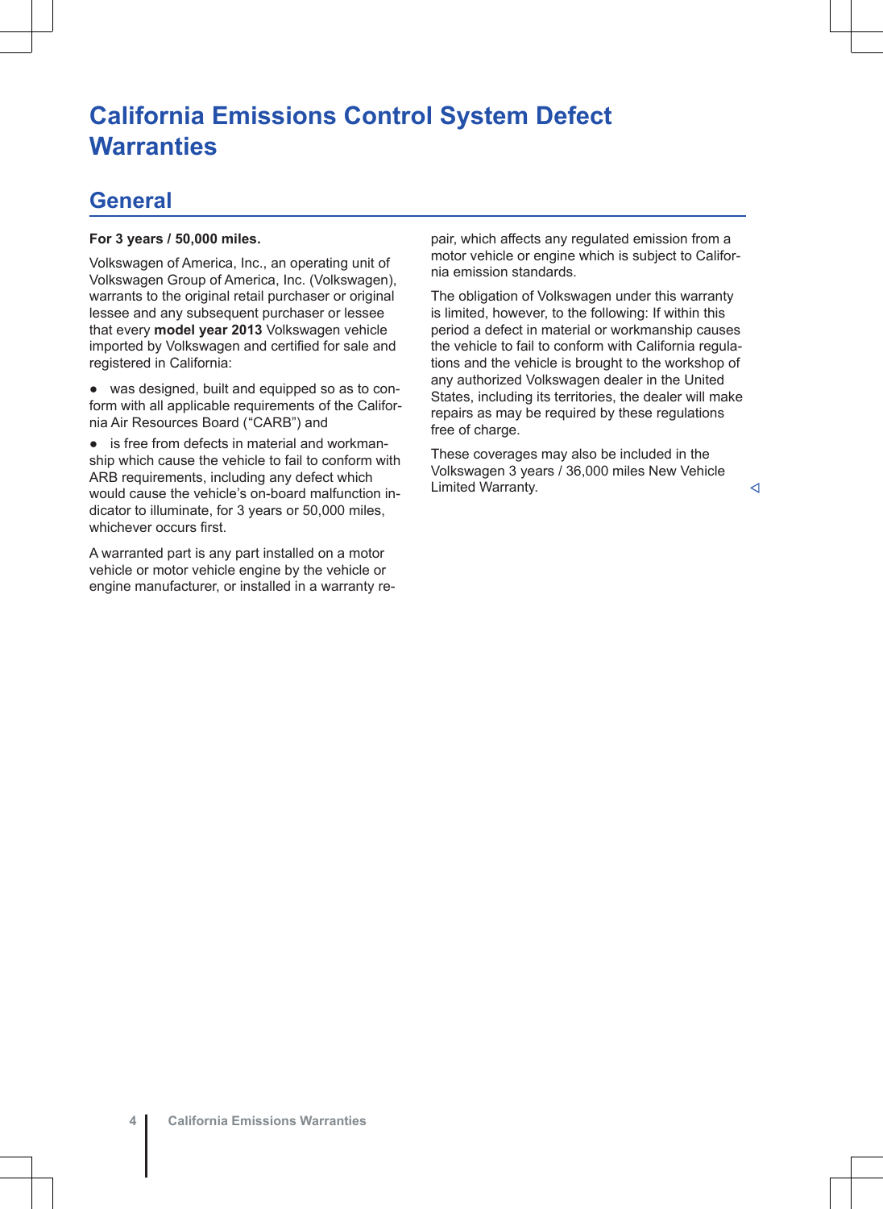# California Emissions Control System Defect Warranties

## General

**For 3 years / 50,000 miles.**

Volkswagen of America, Inc., an operating unit of Volkswagen Group of America, Inc. (Volkswagen), warrants to the original retail purchaser or original lessee and any subsequent purchaser or lessee that every **model year 2013** Volkswagen vehicle imported by Volkswagen and certified for sale and registered in California:

- was designed, built and equipped so as to conform with all applicable requirements of the California Air Resources Board ("CARB") and
- is free from defects in material and workmanship which cause the vehicle to fail to conform with ARB requirements, including any defect which would cause the vehicle's on-board malfunction indicator to illuminate, for 3 years or 50,000 miles, whichever occurs first.

A warranted part is any part installed on a motor vehicle or motor vehicle engine by the vehicle or engine manufacturer, or installed in a warranty repair, which affects any regulated emission from a motor vehicle or engine which is subject to California emission standards.

The obligation of Volkswagen under this warranty is limited, however, to the following: If within this period a defect in material or workmanship causes the vehicle to fail to conform with California regulations and the vehicle is brought to the workshop of any authorized Volkswagen dealer in the United States, including its territories, the dealer will make repairs as may be required by these regulations free of charge.

These coverages may also be included in the Volkswagen 3 years / 36,000 miles New Vehicle Limited Warranty.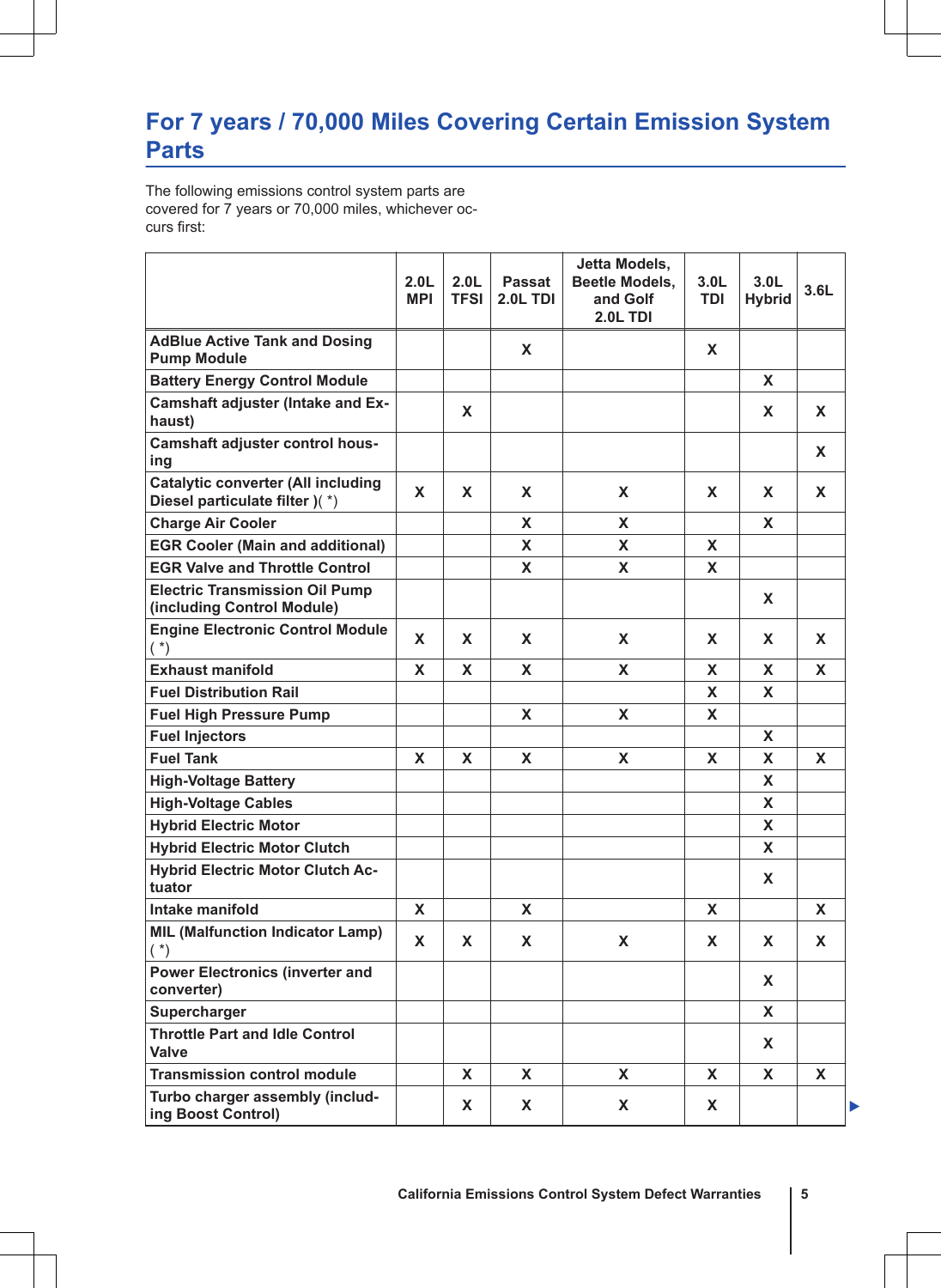## For 7 years / 70,000 Miles Covering Certain Emission System Parts

The following emissions control system parts are covered for 7 years or 70,000 miles, whichever occurs first:

| | 2.0L MPI | 2.0L TFSI | Passat 2.0L TDI | Jetta Models, Beetle Models, and Golf 2.0L TDI | 3.0L TDI | 3.0L Hybrid | 3.6L |
|---|---|---|---|---|---|---|---|
| **AdBlue Active Tank and Dosing Pump Module** | | | X | | X | | |
| **Battery Energy Control Module** | | | | | | X | |
| **Camshaft adjuster (Intake and Exhaust)** | | X | | | | X | X |
| **Camshaft adjuster control housing** | | | | | | | X |
| **Catalytic converter (All including Diesel particulate filter )( *)** | X | X | X | X | X | X | X |
| **Charge Air Cooler** | | | X | X | | X | |
| **EGR Cooler (Main and additional)** | | | X | X | X | | |
| **EGR Valve and Throttle Control** | | | X | X | X | | |
| **Electric Transmission Oil Pump (including Control Module)** | | | | | | X | |
| **Engine Electronic Control Module ( *)** | X | X | X | X | X | X | X |
| **Exhaust manifold** | X | X | X | X | X | X | X |
| **Fuel Distribution Rail** | | | | | X | X | |
| **Fuel High Pressure Pump** | | | X | X | X | | |
| **Fuel Injectors** | | | | | | X | |
| **Fuel Tank** | X | X | X | X | X | X | X |
| **High-Voltage Battery** | | | | | | X | |
| **High-Voltage Cables** | | | | | | X | |
| **Hybrid Electric Motor** | | | | | | X | |
| **Hybrid Electric Motor Clutch** | | | | | | X | |
| **Hybrid Electric Motor Clutch Actuator** | | | | | | X | |
| **Intake manifold** | X | | X | | X | | X |
| **MIL (Malfunction Indicator Lamp) ( *)** | X | X | X | X | X | X | X |
| **Power Electronics (inverter and converter)** | | | | | | X | |
| **Supercharger** | | | | | | X | |
| **Throttle Part and Idle Control Valve** | | | | | | X | |
| **Transmission control module** | | X | X | X | X | X | X |
| **Turbo charger assembly (including Boost Control)** | | X | X | X | X | | |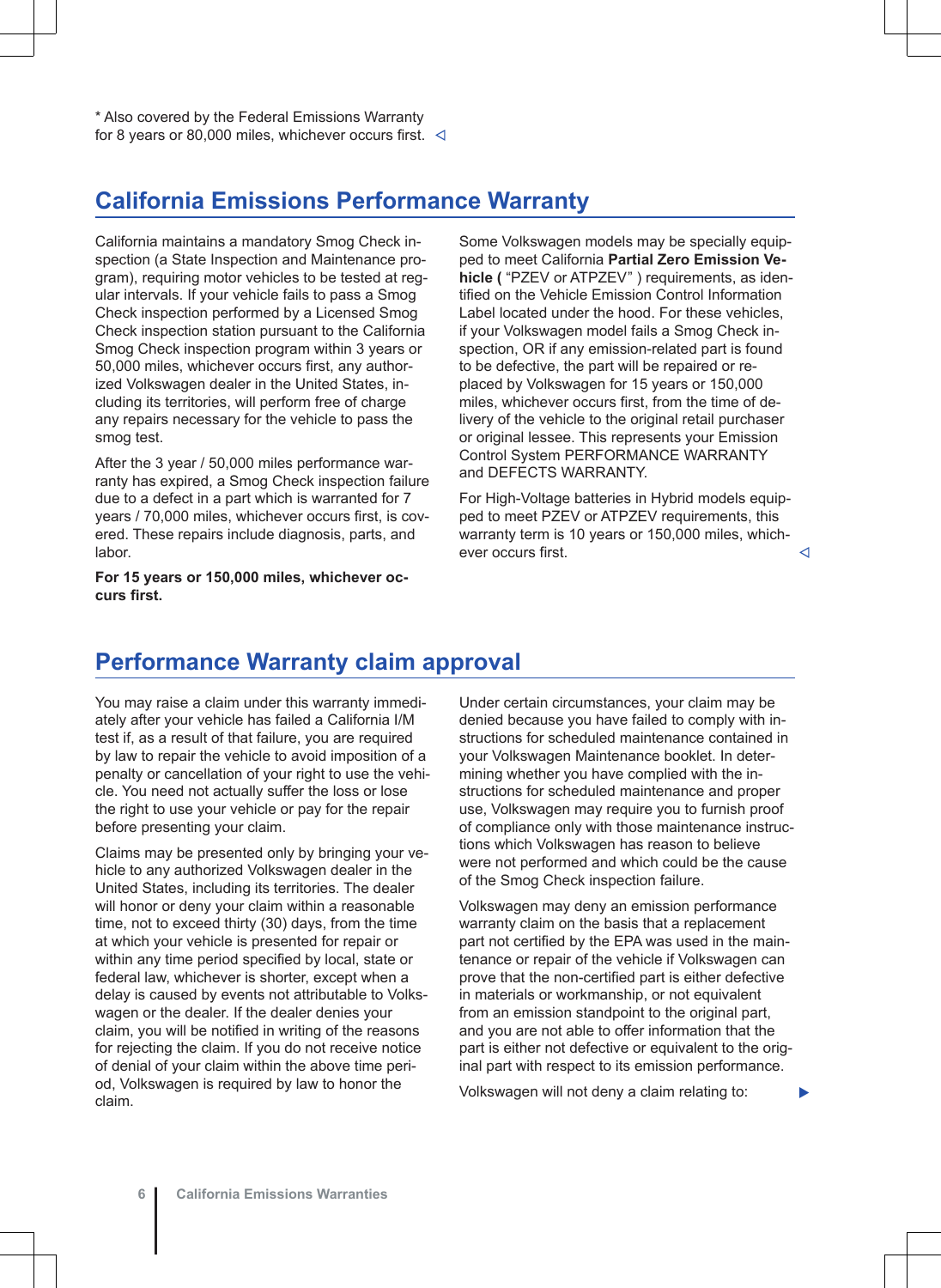* Also covered by the Federal Emissions Warranty for 8 years or 80,000 miles, whichever occurs first.

## California Emissions Performance Warranty

California maintains a mandatory Smog Check inspection (a State Inspection and Maintenance program), requiring motor vehicles to be tested at regular intervals. If your vehicle fails to pass a Smog Check inspection performed by a Licensed Smog Check inspection station pursuant to the California Smog Check inspection program within 3 years or 50,000 miles, whichever occurs first, any authorized Volkswagen dealer in the United States, including its territories, will perform free of charge any repairs necessary for the vehicle to pass the smog test.

After the 3 year / 50,000 miles performance warranty has expired, a Smog Check inspection failure due to a defect in a part which is warranted for 7 years / 70,000 miles, whichever occurs first, is covered. These repairs include diagnosis, parts, and labor.

**For 15 years or 150,000 miles, whichever occurs first.**

Some Volkswagen models may be specially equipped to meet California **Partial Zero Emission Vehicle (** "PZEV or ATPZEV" ) requirements, as identified on the Vehicle Emission Control Information Label located under the hood. For these vehicles, if your Volkswagen model fails a Smog Check inspection, OR if any emission-related part is found to be defective, the part will be repaired or replaced by Volkswagen for 15 years or 150,000 miles, whichever occurs first, from the time of delivery of the vehicle to the original retail purchaser or original lessee. This represents your Emission Control System PERFORMANCE WARRANTY and DEFECTS WARRANTY.

For High-Voltage batteries in Hybrid models equipped to meet PZEV or ATPZEV requirements, this warranty term is 10 years or 150,000 miles, whichever occurs first.

## Performance Warranty claim approval

You may raise a claim under this warranty immediately after your vehicle has failed a California I/M test if, as a result of that failure, you are required by law to repair the vehicle to avoid imposition of a penalty or cancellation of your right to use the vehicle. You need not actually suffer the loss or lose the right to use your vehicle or pay for the repair before presenting your claim.

Claims may be presented only by bringing your vehicle to any authorized Volkswagen dealer in the United States, including its territories. The dealer will honor or deny your claim within a reasonable time, not to exceed thirty (30) days, from the time at which your vehicle is presented for repair or within any time period specified by local, state or federal law, whichever is shorter, except when a delay is caused by events not attributable to Volkswagen or the dealer. If the dealer denies your claim, you will be notified in writing of the reasons for rejecting the claim. If you do not receive notice of denial of your claim within the above time period, Volkswagen is required by law to honor the claim.

Under certain circumstances, your claim may be denied because you have failed to comply with instructions for scheduled maintenance contained in your Volkswagen Maintenance booklet. In determining whether you have complied with the instructions for scheduled maintenance and proper use, Volkswagen may require you to furnish proof of compliance only with those maintenance instructions which Volkswagen has reason to believe were not performed and which could be the cause of the Smog Check inspection failure.

Volkswagen may deny an emission performance warranty claim on the basis that a replacement part not certified by the EPA was used in the maintenance or repair of the vehicle if Volkswagen can prove that the non-certified part is either defective in materials or workmanship, or not equivalent from an emission standpoint to the original part, and you are not able to offer information that the part is either not defective or equivalent to the original part with respect to its emission performance.

Volkswagen will not deny a claim relating to: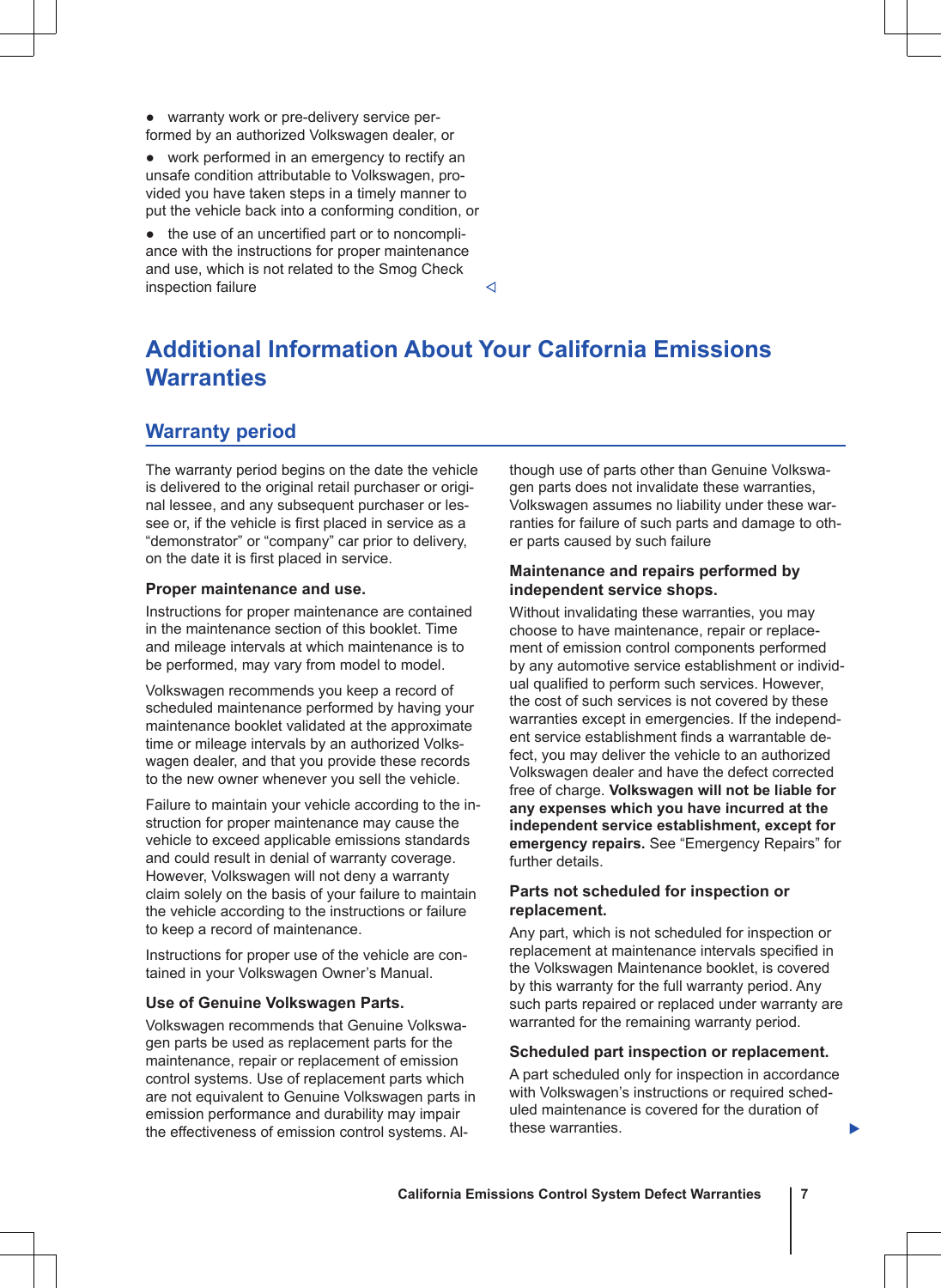- warranty work or pre-delivery service performed by an authorized Volkswagen dealer, or
- work performed in an emergency to rectify an unsafe condition attributable to Volkswagen, provided you have taken steps in a timely manner to put the vehicle back into a conforming condition, or
- the use of an uncertified part or to noncompliance with the instructions for proper maintenance and use, which is not related to the Smog Check inspection failure

# Additional Information About Your California Emissions Warranties

## Warranty period

The warranty period begins on the date the vehicle is delivered to the original retail purchaser or original lessee, and any subsequent purchaser or lessee or, if the vehicle is first placed in service as a "demonstrator" or "company" car prior to delivery, on the date it is first placed in service.

### Proper maintenance and use.

Instructions for proper maintenance are contained in the maintenance section of this booklet. Time and mileage intervals at which maintenance is to be performed, may vary from model to model.

Volkswagen recommends you keep a record of scheduled maintenance performed by having your maintenance booklet validated at the approximate time or mileage intervals by an authorized Volkswagen dealer, and that you provide these records to the new owner whenever you sell the vehicle.

Failure to maintain your vehicle according to the instruction for proper maintenance may cause the vehicle to exceed applicable emissions standards and could result in denial of warranty coverage. However, Volkswagen will not deny a warranty claim solely on the basis of your failure to maintain the vehicle according to the instructions or failure to keep a record of maintenance.

Instructions for proper use of the vehicle are contained in your Volkswagen Owner's Manual.

### Use of Genuine Volkswagen Parts.

Volkswagen recommends that Genuine Volkswagen parts be used as replacement parts for the maintenance, repair or replacement of emission control systems. Use of replacement parts which are not equivalent to Genuine Volkswagen parts in emission performance and durability may impair the effectiveness of emission control systems. Although use of parts other than Genuine Volkswagen parts does not invalidate these warranties, Volkswagen assumes no liability under these warranties for failure of such parts and damage to other parts caused by such failure

### Maintenance and repairs performed by independent service shops.

Without invalidating these warranties, you may choose to have maintenance, repair or replacement of emission control components performed by any automotive service establishment or individual qualified to perform such services. However, the cost of such services is not covered by these warranties except in emergencies. If the independent service establishment finds a warrantable defect, you may deliver the vehicle to an authorized Volkswagen dealer and have the defect corrected free of charge. **Volkswagen will not be liable for any expenses which you have incurred at the independent service establishment, except for emergency repairs.** See "Emergency Repairs" for further details.

### Parts not scheduled for inspection or replacement.

Any part, which is not scheduled for inspection or replacement at maintenance intervals specified in the Volkswagen Maintenance booklet, is covered by this warranty for the full warranty period. Any such parts repaired or replaced under warranty are warranted for the remaining warranty period.

### Scheduled part inspection or replacement.

A part scheduled only for inspection in accordance with Volkswagen's instructions or required scheduled maintenance is covered for the duration of these warranties.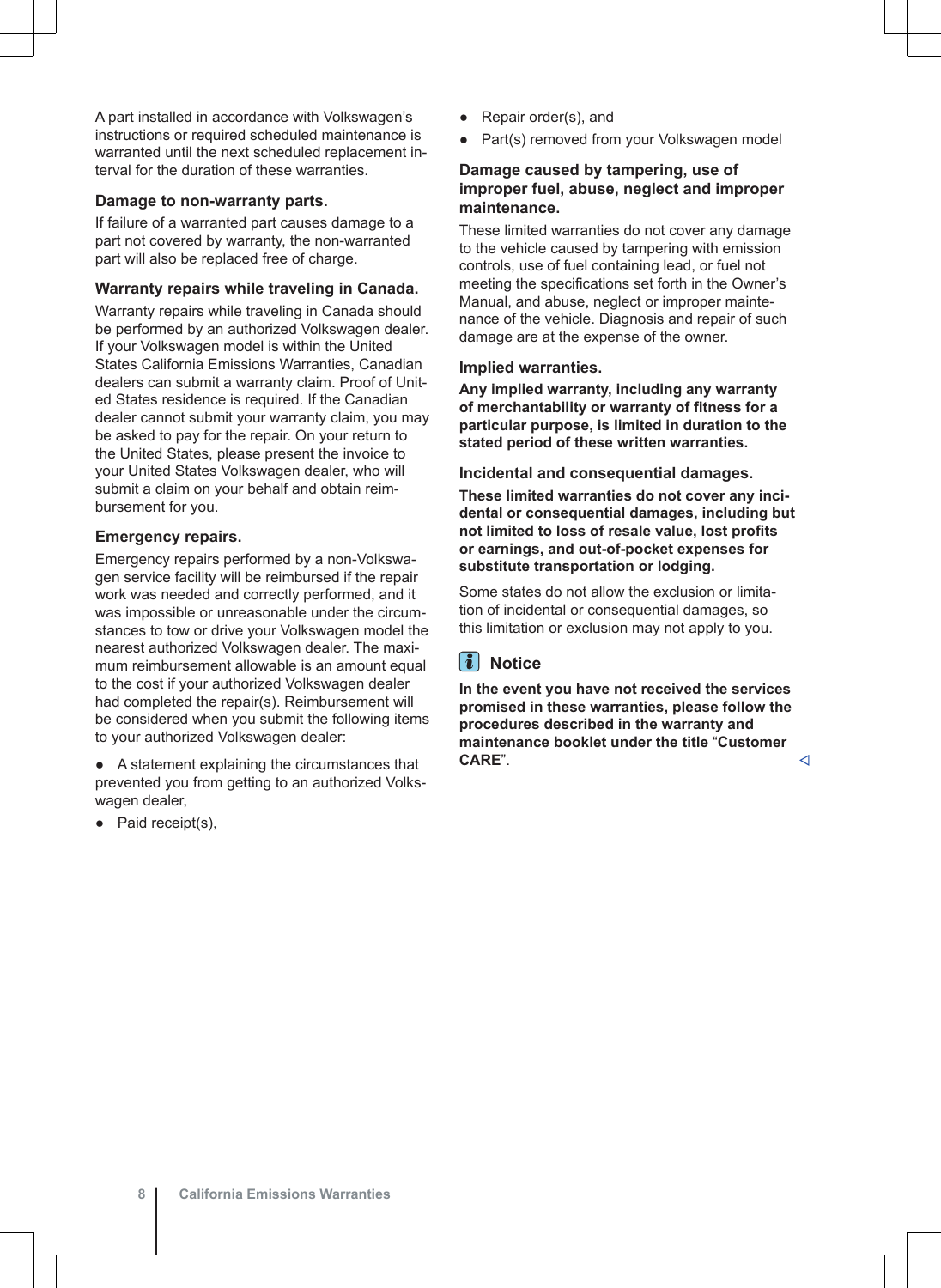A part installed in accordance with Volkswagen's instructions or required scheduled maintenance is warranted until the next scheduled replacement interval for the duration of these warranties.

### Damage to non-warranty parts.

If failure of a warranted part causes damage to a part not covered by warranty, the non-warranted part will also be replaced free of charge.

### Warranty repairs while traveling in Canada.

Warranty repairs while traveling in Canada should be performed by an authorized Volkswagen dealer. If your Volkswagen model is within the United States California Emissions Warranties, Canadian dealers can submit a warranty claim. Proof of United States residence is required. If the Canadian dealer cannot submit your warranty claim, you may be asked to pay for the repair. On your return to the United States, please present the invoice to your United States Volkswagen dealer, who will submit a claim on your behalf and obtain reimbursement for you.

### Emergency repairs.

Emergency repairs performed by a non-Volkswagen service facility will be reimbursed if the repair work was needed and correctly performed, and it was impossible or unreasonable under the circumstances to tow or drive your Volkswagen model the nearest authorized Volkswagen dealer. The maximum reimbursement allowable is an amount equal to the cost if your authorized Volkswagen dealer had completed the repair(s). Reimbursement will be considered when you submit the following items to your authorized Volkswagen dealer:

- A statement explaining the circumstances that prevented you from getting to an authorized Volkswagen dealer,
- Paid receipt(s),
- Repair order(s), and
- Part(s) removed from your Volkswagen model

### Damage caused by tampering, use of improper fuel, abuse, neglect and improper maintenance.

These limited warranties do not cover any damage to the vehicle caused by tampering with emission controls, use of fuel containing lead, or fuel not meeting the specifications set forth in the Owner's Manual, and abuse, neglect or improper maintenance of the vehicle. Diagnosis and repair of such damage are at the expense of the owner.

### Implied warranties.

**Any implied warranty, including any warranty of merchantability or warranty of fitness for a particular purpose, is limited in duration to the stated period of these written warranties.**

### Incidental and consequential damages.

**These limited warranties do not cover any incidental or consequential damages, including but not limited to loss of resale value, lost profits or earnings, and out-of-pocket expenses for substitute transportation or lodging.**

Some states do not allow the exclusion or limitation of incidental or consequential damages, so this limitation or exclusion may not apply to you.

### Notice

**In the event you have not received the services promised in these warranties, please follow the procedures described in the warranty and maintenance booklet under the title** "**Customer CARE**".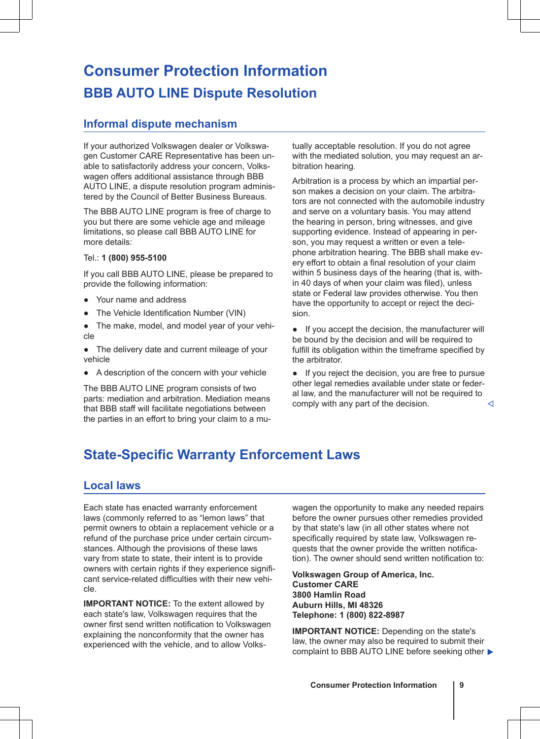# Consumer Protection Information

## BBB AUTO LINE Dispute Resolution

### Informal dispute mechanism

If your authorized Volkswagen dealer or Volkswagen Customer CARE Representative has been unable to satisfactorily address your concern, Volkswagen offers additional assistance through BBB AUTO LINE, a dispute resolution program administered by the Council of Better Business Bureaus.

The BBB AUTO LINE program is free of charge to you but there are some vehicle age and mileage limitations, so please call BBB AUTO LINE for more details:

Tel.: **1 (800) 955-5100**

If you call BBB AUTO LINE, please be prepared to provide the following information:

- Your name and address
- The Vehicle Identification Number (VIN)
- The make, model, and model year of your vehicle
- The delivery date and current mileage of your vehicle
- A description of the concern with your vehicle

The BBB AUTO LINE program consists of two parts: mediation and arbitration. Mediation means that BBB staff will facilitate negotiations between the parties in an effort to bring your claim to a mutually acceptable resolution. If you do not agree with the mediated solution, you may request an arbitration hearing.

Arbitration is a process by which an impartial person makes a decision on your claim. The arbitrators are not connected with the automobile industry and serve on a voluntary basis. You may attend the hearing in person, bring witnesses, and give supporting evidence. Instead of appearing in person, you may request a written or even a telephone arbitration hearing. The BBB shall make every effort to obtain a final resolution of your claim within 5 business days of the hearing (that is, within 40 days of when your claim was filed), unless state or Federal law provides otherwise. You then have the opportunity to accept or reject the decision.

- If you accept the decision, the manufacturer will be bound by the decision and will be required to fulfill its obligation within the timeframe specified by the arbitrator.
- If you reject the decision, you are free to pursue other legal remedies available under state or federal law, and the manufacturer will not be required to comply with any part of the decision.

## State-Specific Warranty Enforcement Laws

### Local laws

Each state has enacted warranty enforcement laws (commonly referred to as “lemon laws” that permit owners to obtain a replacement vehicle or a refund of the purchase price under certain circumstances. Although the provisions of these laws vary from state to state, their intent is to provide owners with certain rights if they experience significant service-related difficulties with their new vehicle.

**IMPORTANT NOTICE:** To the extent allowed by each state's law, Volkswagen requires that the owner first send written notification to Volkswagen explaining the nonconformity that the owner has experienced with the vehicle, and to allow Volkswagen the opportunity to make any needed repairs before the owner pursues other remedies provided by that state's law (in all other states where not specifically required by state law, Volkswagen requests that the owner provide the written notification). The owner should send written notification to:

**Volkswagen Group of America, Inc.**
**Customer CARE**
**3800 Hamlin Road**
**Auburn Hills, MI 48326**
**Telephone: 1 (800) 822-8987**

**IMPORTANT NOTICE:** Depending on the state's law, the owner may also be required to submit their complaint to BBB AUTO LINE before seeking other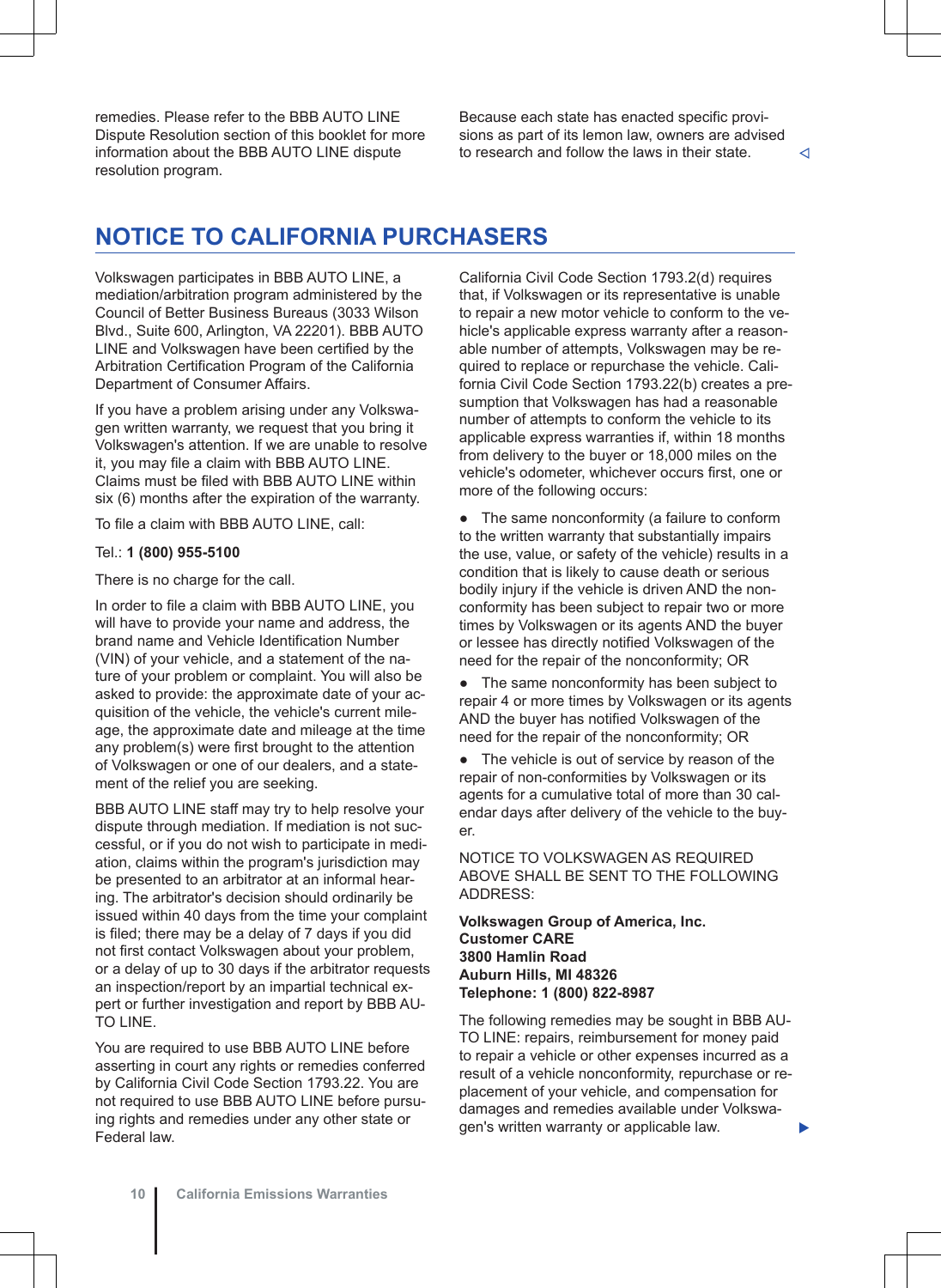remedies. Please refer to the BBB AUTO LINE Dispute Resolution section of this booklet for more information about the BBB AUTO LINE dispute resolution program.

Because each state has enacted specific provisions as part of its lemon law, owners are advised to research and follow the laws in their state.

## NOTICE TO CALIFORNIA PURCHASERS

Volkswagen participates in BBB AUTO LINE, a mediation/arbitration program administered by the Council of Better Business Bureaus (3033 Wilson Blvd., Suite 600, Arlington, VA 22201). BBB AUTO LINE and Volkswagen have been certified by the Arbitration Certification Program of the California Department of Consumer Affairs.

If you have a problem arising under any Volkswagen written warranty, we request that you bring it Volkswagen's attention. If we are unable to resolve it, you may file a claim with BBB AUTO LINE. Claims must be filed with BBB AUTO LINE within six (6) months after the expiration of the warranty.

To file a claim with BBB AUTO LINE, call:

Tel.: **1 (800) 955-5100**

There is no charge for the call.

In order to file a claim with BBB AUTO LINE, you will have to provide your name and address, the brand name and Vehicle Identification Number (VIN) of your vehicle, and a statement of the nature of your problem or complaint. You will also be asked to provide: the approximate date of your acquisition of the vehicle, the vehicle's current mileage, the approximate date and mileage at the time any problem(s) were first brought to the attention of Volkswagen or one of our dealers, and a statement of the relief you are seeking.

BBB AUTO LINE staff may try to help resolve your dispute through mediation. If mediation is not successful, or if you do not wish to participate in mediation, claims within the program's jurisdiction may be presented to an arbitrator at an informal hearing. The arbitrator's decision should ordinarily be issued within 40 days from the time your complaint is filed; there may be a delay of 7 days if you did not first contact Volkswagen about your problem, or a delay of up to 30 days if the arbitrator requests an inspection/report by an impartial technical expert or further investigation and report by BBB AUTO LINE.

You are required to use BBB AUTO LINE before asserting in court any rights or remedies conferred by California Civil Code Section 1793.22. You are not required to use BBB AUTO LINE before pursuing rights and remedies under any other state or Federal law.

California Civil Code Section 1793.2(d) requires that, if Volkswagen or its representative is unable to repair a new motor vehicle to conform to the vehicle's applicable express warranty after a reasonable number of attempts, Volkswagen may be required to replace or repurchase the vehicle. California Civil Code Section 1793.22(b) creates a presumption that Volkswagen has had a reasonable number of attempts to conform the vehicle to its applicable express warranties if, within 18 months from delivery to the buyer or 18,000 miles on the vehicle's odometer, whichever occurs first, one or more of the following occurs:

- The same nonconformity (a failure to conform to the written warranty that substantially impairs the use, value, or safety of the vehicle) results in a condition that is likely to cause death or serious bodily injury if the vehicle is driven AND the nonconformity has been subject to repair two or more times by Volkswagen or its agents AND the buyer or lessee has directly notified Volkswagen of the need for the repair of the nonconformity; OR
- The same nonconformity has been subject to repair 4 or more times by Volkswagen or its agents AND the buyer has notified Volkswagen of the need for the repair of the nonconformity; OR
- The vehicle is out of service by reason of the repair of non-conformities by Volkswagen or its agents for a cumulative total of more than 30 calendar days after delivery of the vehicle to the buyer.

NOTICE TO VOLKSWAGEN AS REQUIRED ABOVE SHALL BE SENT TO THE FOLLOWING ADDRESS:

**Volkswagen Group of America, Inc.**
**Customer CARE**
**3800 Hamlin Road**
**Auburn Hills, MI 48326**
**Telephone: 1 (800) 822-8987**

The following remedies may be sought in BBB AUTO LINE: repairs, reimbursement for money paid to repair a vehicle or other expenses incurred as a result of a vehicle nonconformity, repurchase or replacement of your vehicle, and compensation for damages and remedies available under Volkswagen's written warranty or applicable law.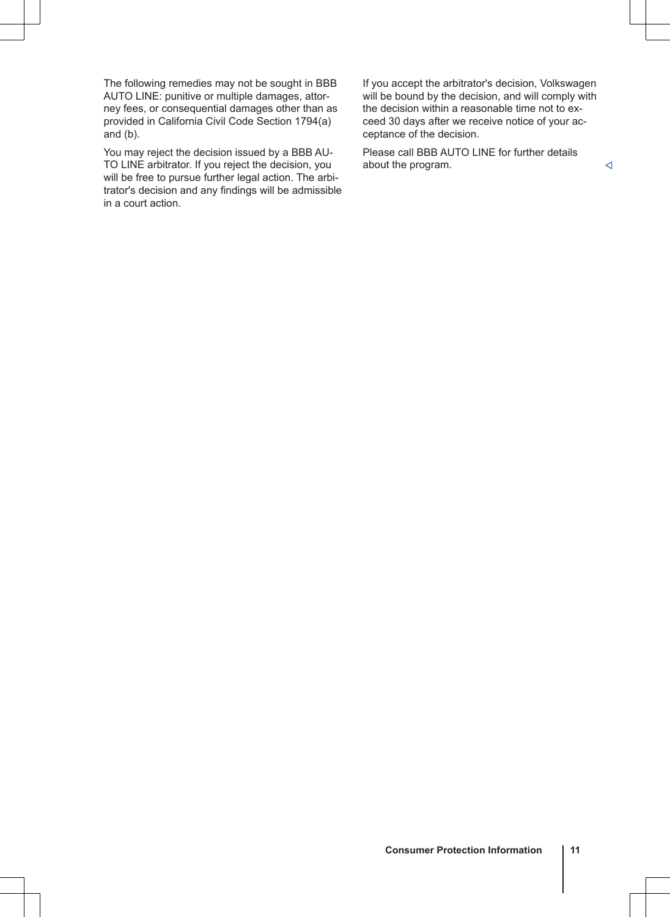The following remedies may not be sought in BBB AUTO LINE: punitive or multiple damages, attorney fees, or consequential damages other than as provided in California Civil Code Section 1794(a) and (b).

You may reject the decision issued by a BBB AUTO LINE arbitrator. If you reject the decision, you will be free to pursue further legal action. The arbitrator's decision and any findings will be admissible in a court action.

If you accept the arbitrator's decision, Volkswagen will be bound by the decision, and will comply with the decision within a reasonable time not to exceed 30 days after we receive notice of your acceptance of the decision.

Please call BBB AUTO LINE for further details about the program.